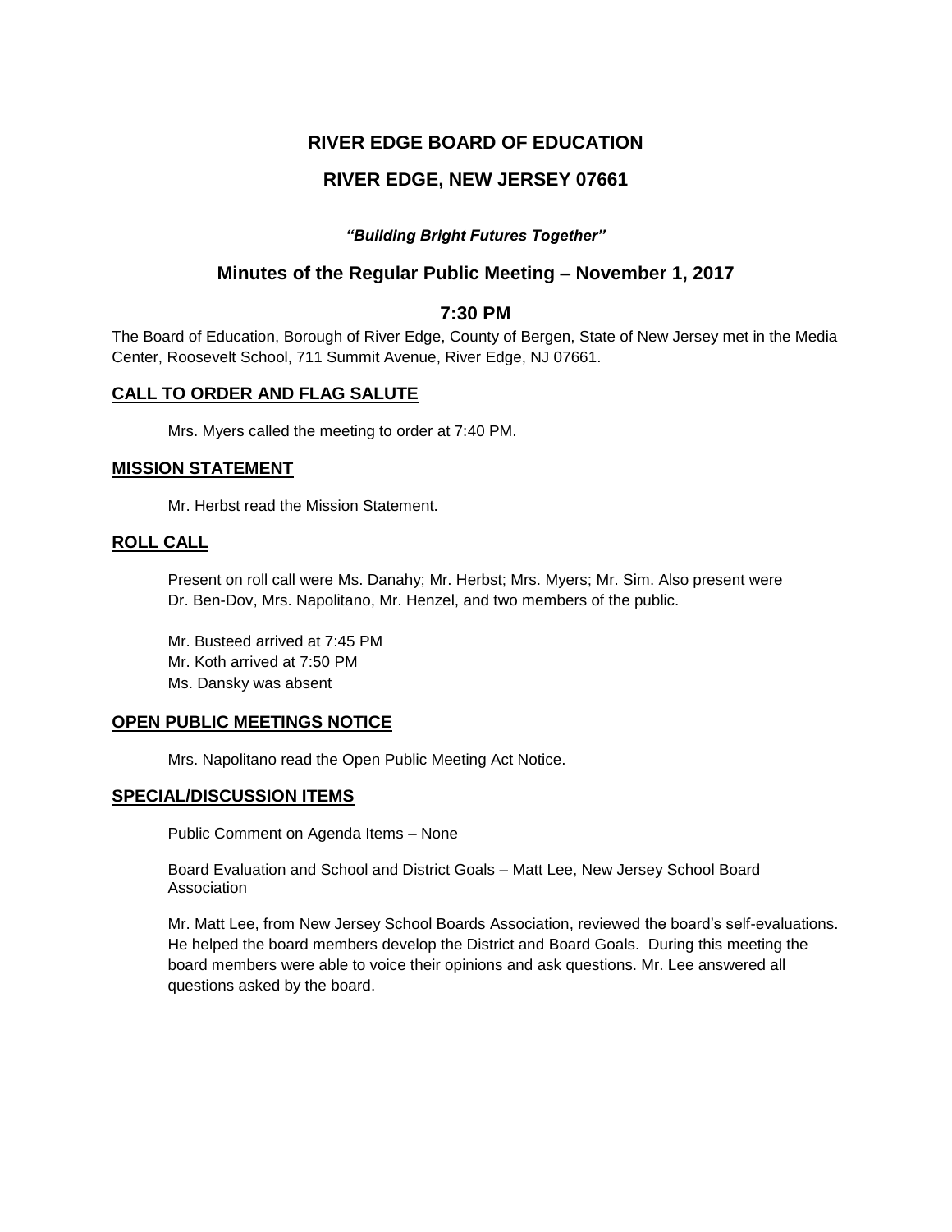# RIVER EDGE BOARD OF EDUCATION

# RIVER EDGE, NEW JERSEY 07661

***"Building Bright Futures Together"***

## Minutes of the Regular Public Meeting – November 1, 2017

## 7:30 PM

The Board of Education, Borough of River Edge, County of Bergen, State of New Jersey met in the Media Center, Roosevelt School, 711 Summit Avenue, River Edge, NJ 07661.

### CALL TO ORDER AND FLAG SALUTE

Mrs. Myers called the meeting to order at 7:40 PM.

### MISSION STATEMENT

Mr. Herbst read the Mission Statement.

### ROLL CALL

Present on roll call were Ms. Danahy; Mr. Herbst; Mrs. Myers; Mr. Sim. Also present were Dr. Ben-Dov, Mrs. Napolitano, Mr. Henzel, and two members of the public.

Mr. Busteed arrived at 7:45 PM
Mr. Koth arrived at 7:50 PM
Ms. Dansky was absent

### OPEN PUBLIC MEETINGS NOTICE

Mrs. Napolitano read the Open Public Meeting Act Notice.

### SPECIAL/DISCUSSION ITEMS

Public Comment on Agenda Items – None

Board Evaluation and School and District Goals – Matt Lee, New Jersey School Board Association

Mr. Matt Lee, from New Jersey School Boards Association, reviewed the board's self-evaluations. He helped the board members develop the District and Board Goals. During this meeting the board members were able to voice their opinions and ask questions. Mr. Lee answered all questions asked by the board.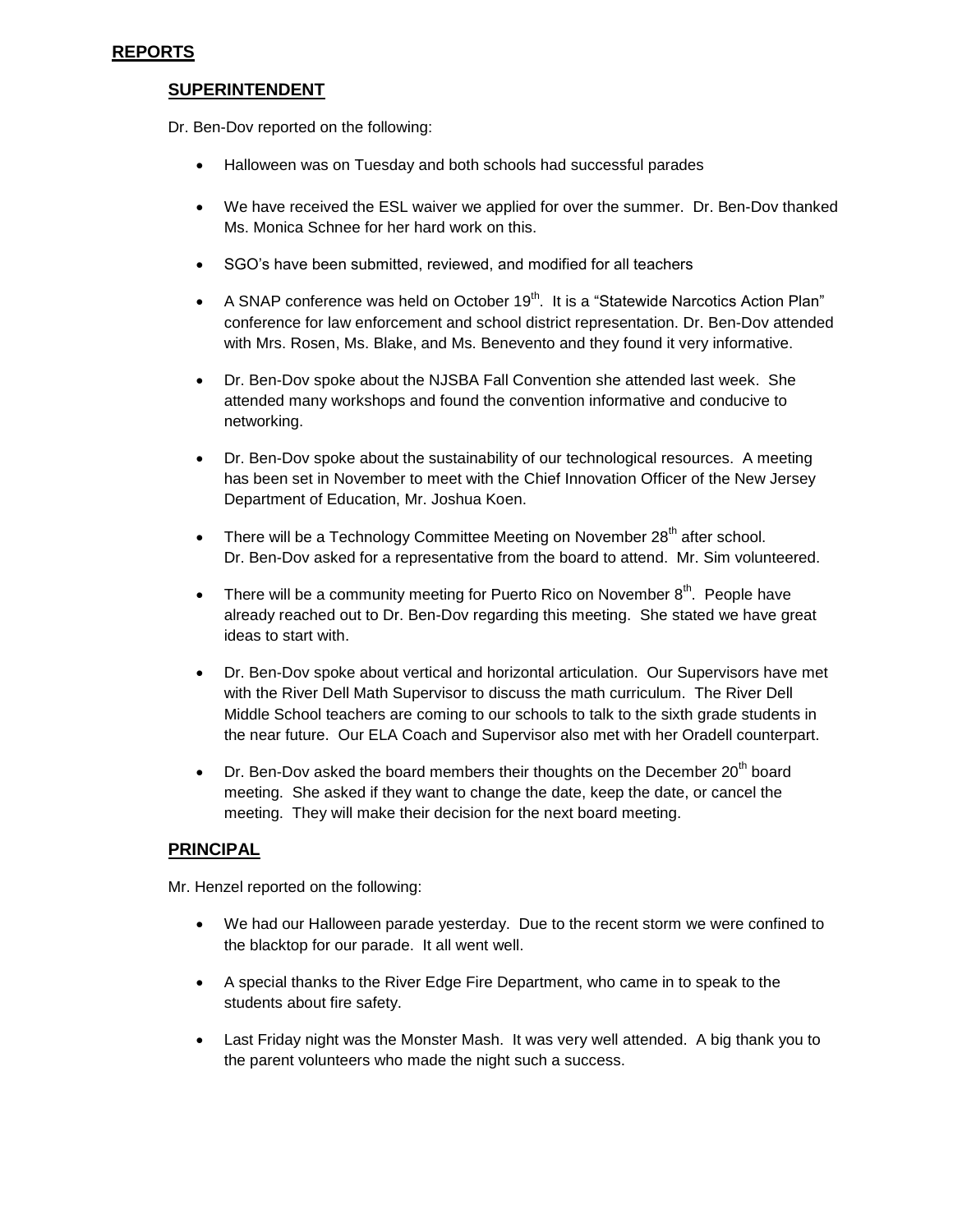# REPORTS

## SUPERINTENDENT

Dr. Ben-Dov reported on the following:

- Halloween was on Tuesday and both schools had successful parades
- We have received the ESL waiver we applied for over the summer. Dr. Ben-Dov thanked Ms. Monica Schnee for her hard work on this.
- SGO's have been submitted, reviewed, and modified for all teachers
- A SNAP conference was held on October 19th. It is a "Statewide Narcotics Action Plan" conference for law enforcement and school district representation. Dr. Ben-Dov attended with Mrs. Rosen, Ms. Blake, and Ms. Benevento and they found it very informative.
- Dr. Ben-Dov spoke about the NJSBA Fall Convention she attended last week. She attended many workshops and found the convention informative and conducive to networking.
- Dr. Ben-Dov spoke about the sustainability of our technological resources. A meeting has been set in November to meet with the Chief Innovation Officer of the New Jersey Department of Education, Mr. Joshua Koen.
- There will be a Technology Committee Meeting on November 28th after school. Dr. Ben-Dov asked for a representative from the board to attend. Mr. Sim volunteered.
- There will be a community meeting for Puerto Rico on November 8th. People have already reached out to Dr. Ben-Dov regarding this meeting. She stated we have great ideas to start with.
- Dr. Ben-Dov spoke about vertical and horizontal articulation. Our Supervisors have met with the River Dell Math Supervisor to discuss the math curriculum. The River Dell Middle School teachers are coming to our schools to talk to the sixth grade students in the near future. Our ELA Coach and Supervisor also met with her Oradell counterpart.
- Dr. Ben-Dov asked the board members their thoughts on the December 20th board meeting. She asked if they want to change the date, keep the date, or cancel the meeting. They will make their decision for the next board meeting.

## PRINCIPAL

Mr. Henzel reported on the following:

- We had our Halloween parade yesterday. Due to the recent storm we were confined to the blacktop for our parade. It all went well.
- A special thanks to the River Edge Fire Department, who came in to speak to the students about fire safety.
- Last Friday night was the Monster Mash. It was very well attended. A big thank you to the parent volunteers who made the night such a success.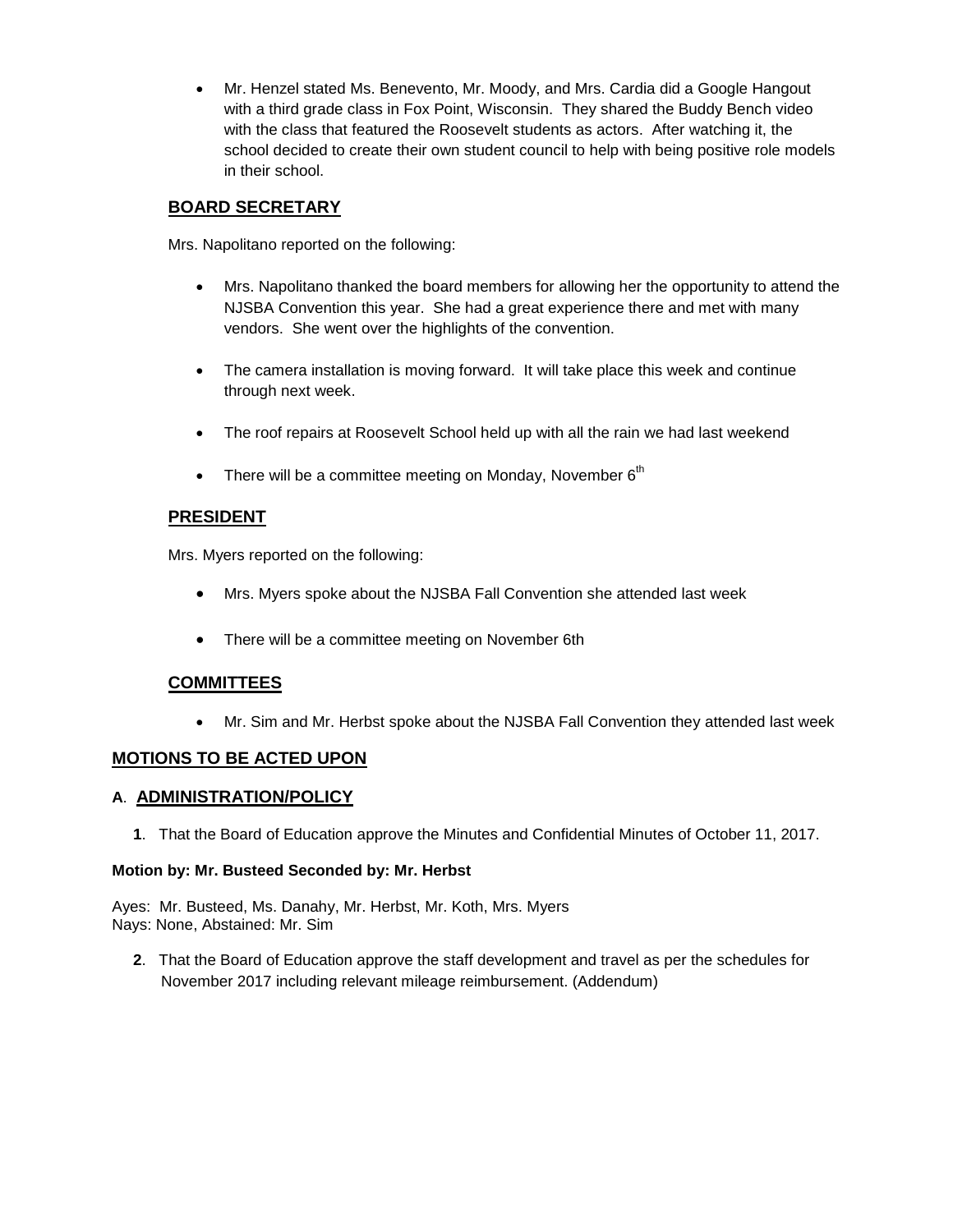- Mr. Henzel stated Ms. Benevento, Mr. Moody, and Mrs. Cardia did a Google Hangout with a third grade class in Fox Point, Wisconsin. They shared the Buddy Bench video with the class that featured the Roosevelt students as actors. After watching it, the school decided to create their own student council to help with being positive role models in their school.

## BOARD SECRETARY

Mrs. Napolitano reported on the following:

- Mrs. Napolitano thanked the board members for allowing her the opportunity to attend the NJSBA Convention this year. She had a great experience there and met with many vendors. She went over the highlights of the convention.
- The camera installation is moving forward. It will take place this week and continue through next week.
- The roof repairs at Roosevelt School held up with all the rain we had last weekend
- There will be a committee meeting on Monday, November 6th

## PRESIDENT

Mrs. Myers reported on the following:

- Mrs. Myers spoke about the NJSBA Fall Convention she attended last week
- There will be a committee meeting on November 6th

## COMMITTEES

- Mr. Sim and Mr. Herbst spoke about the NJSBA Fall Convention they attended last week

## MOTIONS TO BE ACTED UPON

### A. ADMINISTRATION/POLICY

**1**. That the Board of Education approve the Minutes and Confidential Minutes of October 11, 2017.

**Motion by: Mr. Busteed Seconded by: Mr. Herbst**

Ayes: Mr. Busteed, Ms. Danahy, Mr. Herbst, Mr. Koth, Mrs. Myers
Nays: None, Abstained: Mr. Sim

**2**. That the Board of Education approve the staff development and travel as per the schedules for November 2017 including relevant mileage reimbursement. (Addendum)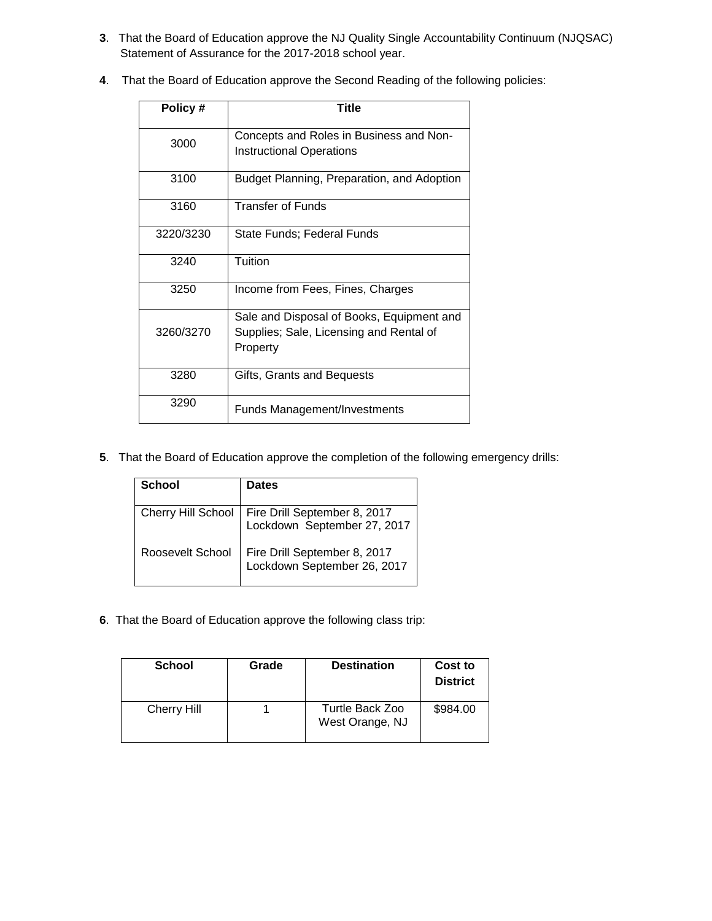**3**. That the Board of Education approve the NJ Quality Single Accountability Continuum (NJQSAC) Statement of Assurance for the 2017-2018 school year.

**4**. That the Board of Education approve the Second Reading of the following policies:

| Policy # | Title |
|---|---|
| 3000 | Concepts and Roles in Business and Non-Instructional Operations |
| 3100 | Budget Planning, Preparation, and Adoption |
| 3160 | Transfer of Funds |
| 3220/3230 | State Funds; Federal Funds |
| 3240 | Tuition |
| 3250 | Income from Fees, Fines, Charges |
| 3260/3270 | Sale and Disposal of Books, Equipment and Supplies; Sale, Licensing and Rental of Property |
| 3280 | Gifts, Grants and Bequests |
| 3290 | Funds Management/Investments |

**5**. That the Board of Education approve the completion of the following emergency drills:

| School | Dates |
|---|---|
| Cherry Hill School | Fire Drill September 8, 2017<br>Lockdown September 27, 2017 |
| Roosevelt School | Fire Drill September 8, 2017<br>Lockdown September 26, 2017 |

**6**. That the Board of Education approve the following class trip:

| School | Grade | Destination | Cost to District |
|---|---|---|---|
| Cherry Hill | 1 | Turtle Back Zoo West Orange, NJ | $984.00 |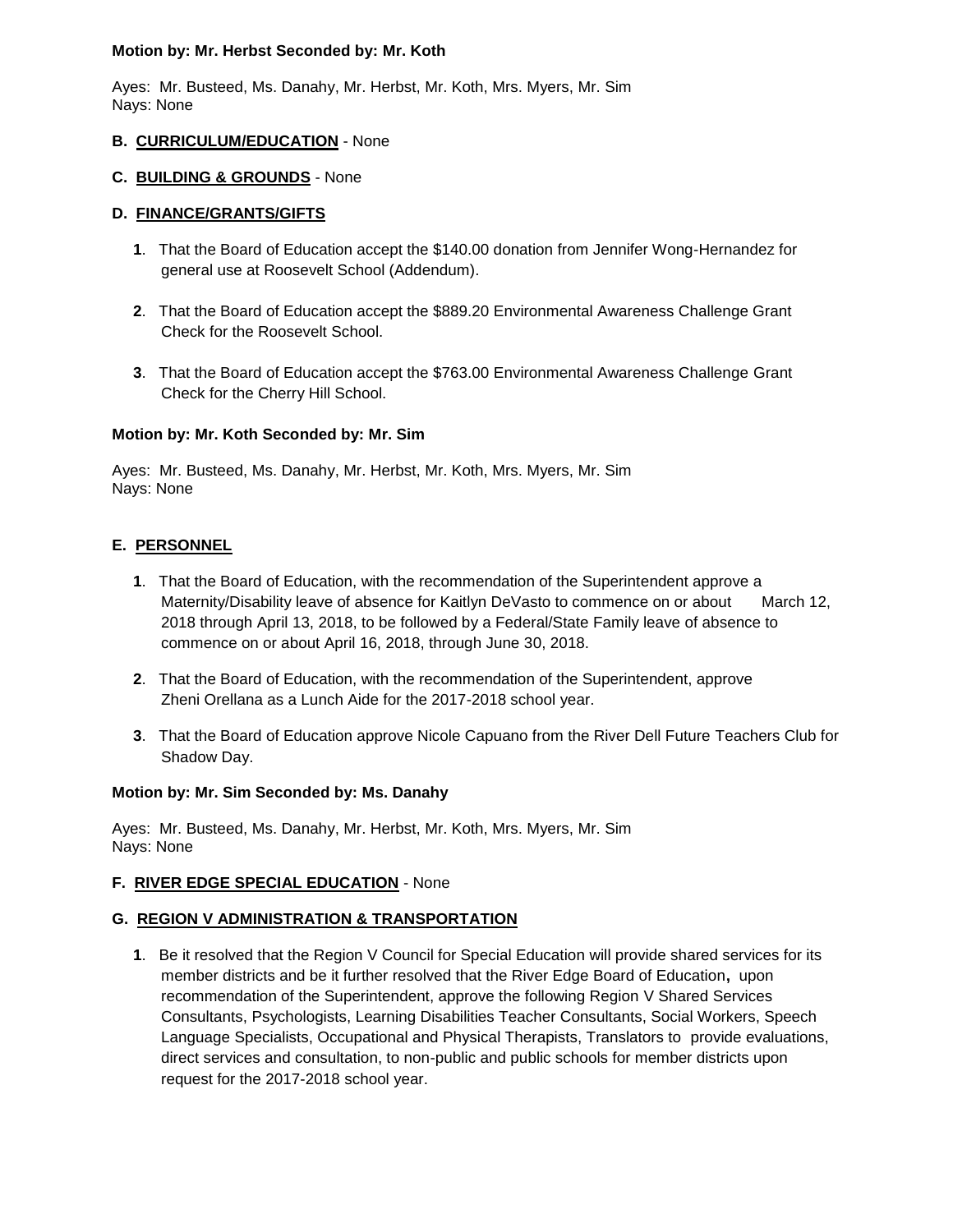**Motion by: Mr. Herbst Seconded by: Mr. Koth**

Ayes: Mr. Busteed, Ms. Danahy, Mr. Herbst, Mr. Koth, Mrs. Myers, Mr. Sim
Nays: None

**B. CURRICULUM/EDUCATION** - None

**C. BUILDING & GROUNDS** - None

**D. FINANCE/GRANTS/GIFTS**

**1**. That the Board of Education accept the $140.00 donation from Jennifer Wong-Hernandez for general use at Roosevelt School (Addendum).

**2**. That the Board of Education accept the $889.20 Environmental Awareness Challenge Grant Check for the Roosevelt School.

**3**. That the Board of Education accept the $763.00 Environmental Awareness Challenge Grant Check for the Cherry Hill School.

**Motion by: Mr. Koth Seconded by: Mr. Sim**

Ayes: Mr. Busteed, Ms. Danahy, Mr. Herbst, Mr. Koth, Mrs. Myers, Mr. Sim
Nays: None

**E. PERSONNEL**

**1**. That the Board of Education, with the recommendation of the Superintendent approve a Maternity/Disability leave of absence for Kaitlyn DeVasto to commence on or about March 12, 2018 through April 13, 2018, to be followed by a Federal/State Family leave of absence to commence on or about April 16, 2018, through June 30, 2018.

**2**. That the Board of Education, with the recommendation of the Superintendent, approve Zheni Orellana as a Lunch Aide for the 2017-2018 school year.

**3**. That the Board of Education approve Nicole Capuano from the River Dell Future Teachers Club for Shadow Day.

**Motion by: Mr. Sim Seconded by: Ms. Danahy**

Ayes: Mr. Busteed, Ms. Danahy, Mr. Herbst, Mr. Koth, Mrs. Myers, Mr. Sim
Nays: None

**F. RIVER EDGE SPECIAL EDUCATION** - None

**G. REGION V ADMINISTRATION & TRANSPORTATION**

**1**. Be it resolved that the Region V Council for Special Education will provide shared services for its member districts and be it further resolved that the River Edge Board of Education, upon recommendation of the Superintendent, approve the following Region V Shared Services Consultants, Psychologists, Learning Disabilities Teacher Consultants, Social Workers, Speech Language Specialists, Occupational and Physical Therapists, Translators to provide evaluations, direct services and consultation, to non-public and public schools for member districts upon request for the 2017-2018 school year.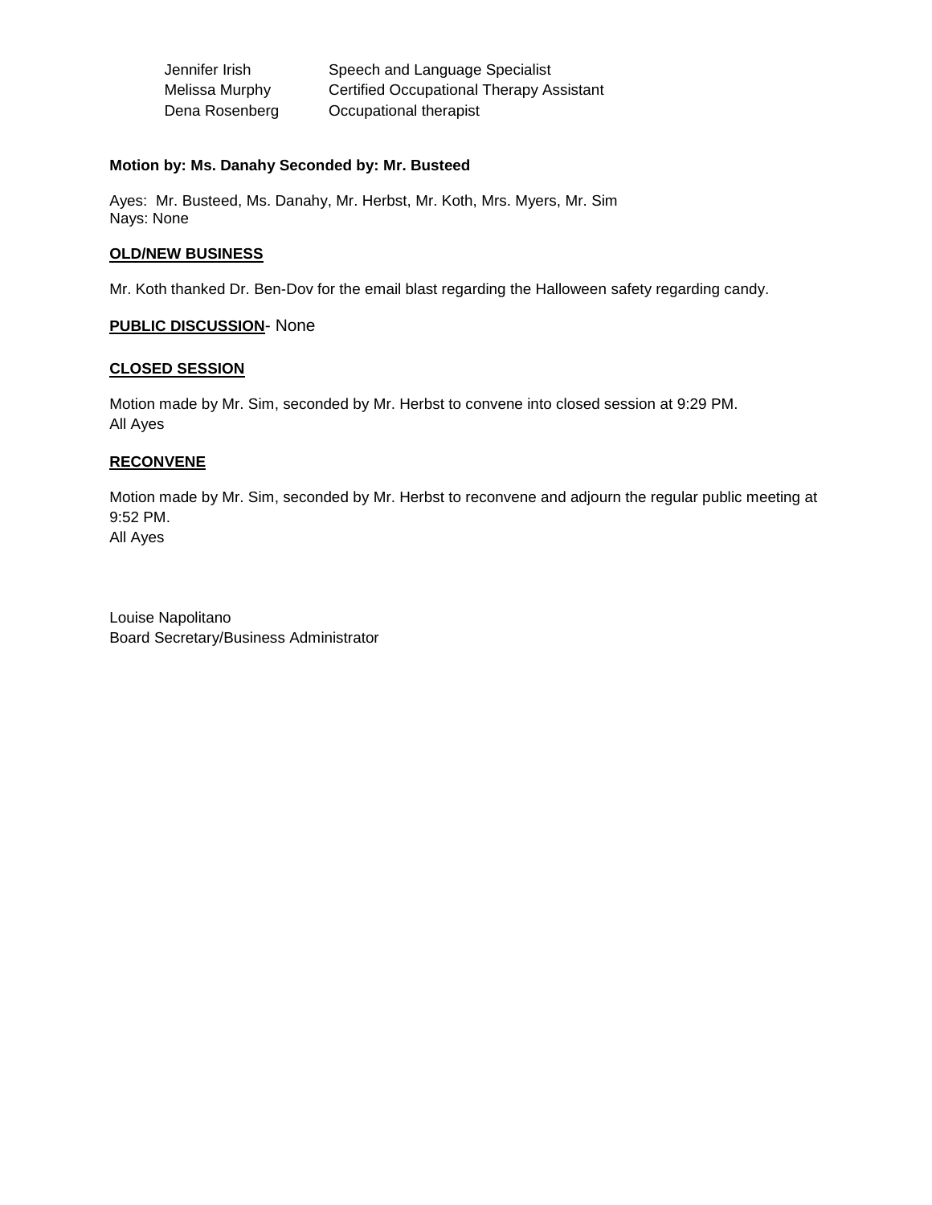| | |
|---|---|
| Jennifer Irish | Speech and Language Specialist |
| Melissa Murphy | Certified Occupational Therapy Assistant |
| Dena Rosenberg | Occupational therapist |

**Motion by: Ms. Danahy Seconded by: Mr. Busteed**

Ayes: Mr. Busteed, Ms. Danahy, Mr. Herbst, Mr. Koth, Mrs. Myers, Mr. Sim
Nays: None

**OLD/NEW BUSINESS**

Mr. Koth thanked Dr. Ben-Dov for the email blast regarding the Halloween safety regarding candy.

**PUBLIC DISCUSSION**- None

**CLOSED SESSION**

Motion made by Mr. Sim, seconded by Mr. Herbst to convene into closed session at 9:29 PM.
All Ayes

**RECONVENE**

Motion made by Mr. Sim, seconded by Mr. Herbst to reconvene and adjourn the regular public meeting at 9:52 PM.
All Ayes

Louise Napolitano
Board Secretary/Business Administrator